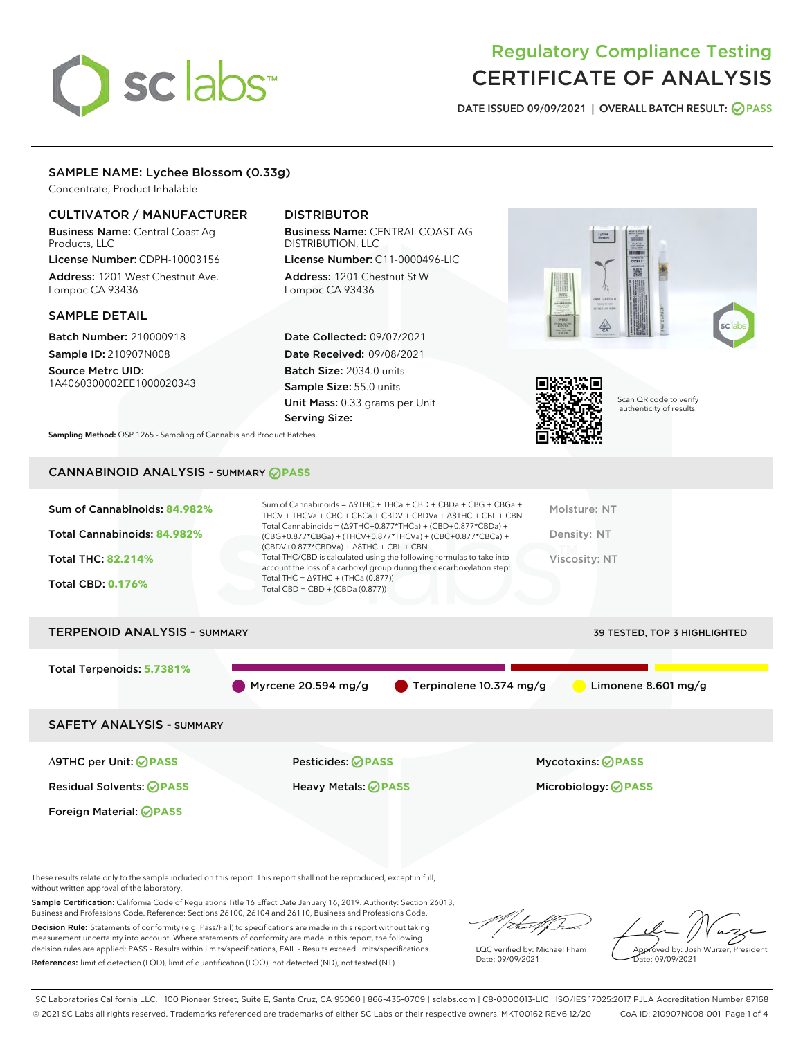# Regulatory Compliance Testing
# CERTIFICATE OF ANALYSIS

DATE ISSUED 09/09/2021 | OVERALL BATCH RESULT: PASS

## SAMPLE NAME: Lychee Blossom (0.33g)

Concentrate, Product Inhalable

### CULTIVATOR / MANUFACTURER

**Business Name:** Central Coast Ag Products, LLC

**License Number:** CDPH-10003156

**Address:** 1201 West Chestnut Ave. Lompoc CA 93436

### DISTRIBUTOR

**Business Name:** CENTRAL COAST AG DISTRIBUTION, LLC

**License Number:** C11-0000496-LIC

**Address:** 1201 Chestnut St W Lompoc CA 93436

### SAMPLE DETAIL

**Batch Number:** 210000918

**Sample ID:** 210907N008

**Source Metrc UID:** 1A4060300002EE1000020343

**Date Collected:** 09/07/2021

**Date Received:** 09/08/2021

**Batch Size:** 2034.0 units

**Sample Size:** 55.0 units

**Unit Mass:** 0.33 grams per Unit

**Serving Size:**

Scan QR code to verify authenticity of results.

**Sampling Method:** QSP 1265 - Sampling of Cannabis and Product Batches

## CANNABINOID ANALYSIS - SUMMARY PASS

Sum of Cannabinoids: **84.982%**

Total Cannabinoids: **84.982%**

Total THC: **82.214%**

Total CBD: **0.176%**

Sum of Cannabinoids = Δ9THC + THCa + CBD + CBDa + CBG + CBGa + THCV + THCVa + CBC + CBCa + CBDV + CBDVa + Δ8THC + CBL + CBN

Total Cannabinoids = (Δ9THC+0.877*THCa) + (CBD+0.877*CBDa) + (CBG+0.877*CBGa) + (THCV+0.877*THCVa) + (CBC+0.877*CBCa) + (CBDV+0.877*CBDVa) + Δ8THC + CBL + CBN

Total THC/CBD is calculated using the following formulas to take into account the loss of a carboxyl group during the decarboxylation step:

Total THC = Δ9THC + (THCa (0.877))

Total CBD = CBD + (CBDa (0.877))

Moisture: NT

Density: NT

Viscosity: NT

## TERPENOID ANALYSIS - SUMMARY

39 TESTED, TOP 3 HIGHLIGHTED

Total Terpenoids: **5.7381%**

Myrcene 20.594 mg/g | Terpinolene 10.374 mg/g | Limonene 8.601 mg/g

## SAFETY ANALYSIS - SUMMARY

Δ9THC per Unit: PASS

Pesticides: PASS

Mycotoxins: PASS

Residual Solvents: PASS

Heavy Metals: PASS

Microbiology: PASS

Foreign Material: PASS

These results relate only to the sample included on this report. This report shall not be reproduced, except in full, without written approval of the laboratory.

**Sample Certification:** California Code of Regulations Title 16 Effect Date January 16, 2019. Authority: Section 26013, Business and Professions Code. Reference: Sections 26100, 26104 and 26110, Business and Professions Code.

**Decision Rule:** Statements of conformity (e.g. Pass/Fail) to specifications are made in this report without taking measurement uncertainty into account. Where statements of conformity are made in this report, the following decision rules are applied: PASS – Results within limits/specifications, FAIL – Results exceed limits/specifications.

**References:** limit of detection (LOD), limit of quantification (LOQ), not detected (ND), not tested (NT)

LQC verified by: Michael Pham
Date: 09/09/2021

Approved by: Josh Wurzer, President
Date: 09/09/2021

SC Laboratories California LLC. | 100 Pioneer Street, Suite E, Santa Cruz, CA 95060 | 866-435-0709 | sclabs.com | C8-0000013-LIC | ISO/IES 17025:2017 PJLA Accreditation Number 87168
© 2021 SC Labs all rights reserved. Trademarks referenced are trademarks of either SC Labs or their respective owners. MKT00162 REV6 12/20 CoA ID: 210907N008-001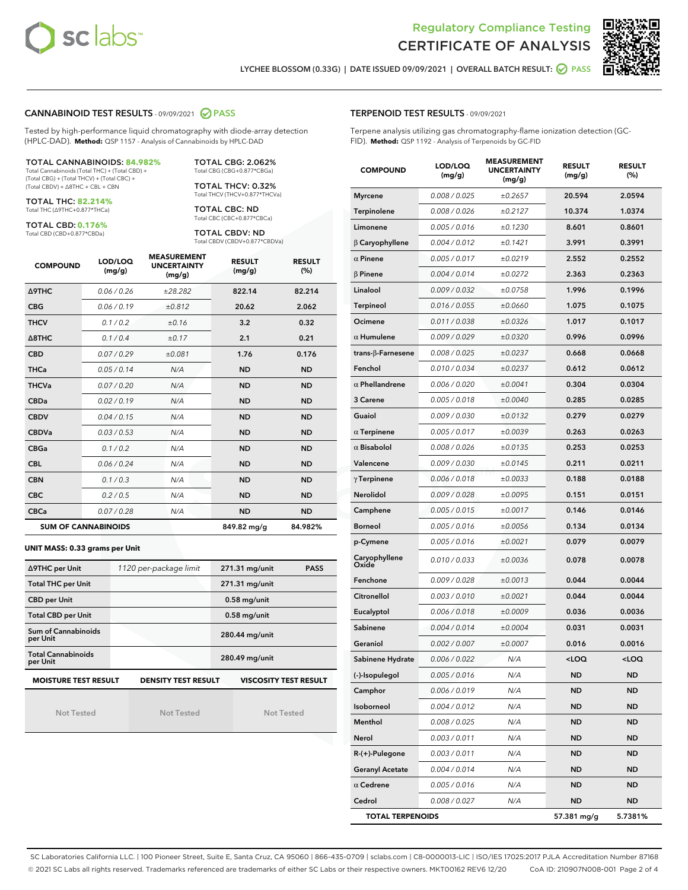Regulatory Compliance Testing
# CERTIFICATE OF ANALYSIS

LYCHEE BLOSSOM (0.33G) | DATE ISSUED 09/09/2021 | OVERALL BATCH RESULT: PASS

## CANNABINOID TEST RESULTS - 09/09/2021 PASS

Tested by high-performance liquid chromatography with diode-array detection (HPLC-DAD). **Method:** QSP 1157 - Analysis of Cannabinoids by HPLC-DAD

**TOTAL CANNABINOIDS: 84.982%**
Total Cannabinoids (Total THC) + (Total CBD) + (Total CBG) + (Total THCV) + (Total CBC) + (Total CBDV) + Δ8THC + CBL + CBN

**TOTAL THC: 82.214%**
Total THC (Δ9THC+0.877*THCa)

**TOTAL CBD: 0.176%**
Total CBD (CBD+0.877*CBDa)

**TOTAL CBG: 2.062%**
Total CBG (CBG+0.877*CBGa)

**TOTAL THCV: 0.32%**
Total THCV (THCV+0.877*THCVa)

**TOTAL CBC: ND**
Total CBC (CBC+0.877*CBCa)

**TOTAL CBDV: ND**
Total CBDV (CBDV+0.877*CBDVa)

| COMPOUND | LOD/LOQ (mg/g) | MEASUREMENT UNCERTAINTY (mg/g) | RESULT (mg/g) | RESULT (%) |
|---|---|---|---|---|
| Δ9THC | 0.06 / 0.26 | ±28.282 | 822.14 | 82.214 |
| CBG | 0.06 / 0.19 | ±0.812 | 20.62 | 2.062 |
| THCV | 0.1 / 0.2 | ±0.16 | 3.2 | 0.32 |
| Δ8THC | 0.1 / 0.4 | ±0.17 | 2.1 | 0.21 |
| CBD | 0.07 / 0.29 | ±0.081 | 1.76 | 0.176 |
| THCa | 0.05 / 0.14 | N/A | ND | ND |
| THCVa | 0.07 / 0.20 | N/A | ND | ND |
| CBDa | 0.02 / 0.19 | N/A | ND | ND |
| CBDV | 0.04 / 0.15 | N/A | ND | ND |
| CBDVa | 0.03 / 0.53 | N/A | ND | ND |
| CBGa | 0.1 / 0.2 | N/A | ND | ND |
| CBL | 0.06 / 0.24 | N/A | ND | ND |
| CBN | 0.1 / 0.3 | N/A | ND | ND |
| CBC | 0.2 / 0.5 | N/A | ND | ND |
| CBCa | 0.07 / 0.28 | N/A | ND | ND |
| **SUM OF CANNABINOIDS** | | | 849.82 mg/g | 84.982% |

**UNIT MASS: 0.33 grams per Unit**

| | | | |
|---|---|---|---|
| Δ9THC per Unit | 1120 per-package limit | 271.31 mg/unit | PASS |
| Total THC per Unit | | 271.31 mg/unit | |
| CBD per Unit | | 0.58 mg/unit | |
| Total CBD per Unit | | 0.58 mg/unit | |
| Sum of Cannabinoids per Unit | | 280.44 mg/unit | |
| Total Cannabinoids per Unit | | 280.49 mg/unit | |

| MOISTURE TEST RESULT | DENSITY TEST RESULT | VISCOSITY TEST RESULT |
|---|---|---|
| Not Tested | Not Tested | Not Tested |

## TERPENOID TEST RESULTS - 09/09/2021

Terpene analysis utilizing gas chromatography-flame ionization detection (GC-FID). **Method:** QSP 1192 - Analysis of Terpenoids by GC-FID

| COMPOUND | LOD/LOQ (mg/g) | MEASUREMENT UNCERTAINTY (mg/g) | RESULT (mg/g) | RESULT (%) |
|---|---|---|---|---|
| Myrcene | 0.008 / 0.025 | ±0.2657 | 20.594 | 2.0594 |
| Terpinolene | 0.008 / 0.026 | ±0.2127 | 10.374 | 1.0374 |
| Limonene | 0.005 / 0.016 | ±0.1230 | 8.601 | 0.8601 |
| β Caryophyllene | 0.004 / 0.012 | ±0.1421 | 3.991 | 0.3991 |
| α Pinene | 0.005 / 0.017 | ±0.0219 | 2.552 | 0.2552 |
| β Pinene | 0.004 / 0.014 | ±0.0272 | 2.363 | 0.2363 |
| Linalool | 0.009 / 0.032 | ±0.0758 | 1.996 | 0.1996 |
| Terpineol | 0.016 / 0.055 | ±0.0660 | 1.075 | 0.1075 |
| Ocimene | 0.011 / 0.038 | ±0.0326 | 1.017 | 0.1017 |
| α Humulene | 0.009 / 0.029 | ±0.0320 | 0.996 | 0.0996 |
| trans-β-Farnesene | 0.008 / 0.025 | ±0.0237 | 0.668 | 0.0668 |
| Fenchol | 0.010 / 0.034 | ±0.0237 | 0.612 | 0.0612 |
| α Phellandrene | 0.006 / 0.020 | ±0.0041 | 0.304 | 0.0304 |
| 3 Carene | 0.005 / 0.018 | ±0.0040 | 0.285 | 0.0285 |
| Guaiol | 0.009 / 0.030 | ±0.0132 | 0.279 | 0.0279 |
| α Terpinene | 0.005 / 0.017 | ±0.0039 | 0.263 | 0.0263 |
| α Bisabolol | 0.008 / 0.026 | ±0.0135 | 0.253 | 0.0253 |
| Valencene | 0.009 / 0.030 | ±0.0145 | 0.211 | 0.0211 |
| γ Terpinene | 0.006 / 0.018 | ±0.0033 | 0.188 | 0.0188 |
| Nerolidol | 0.009 / 0.028 | ±0.0095 | 0.151 | 0.0151 |
| Camphene | 0.005 / 0.015 | ±0.0017 | 0.146 | 0.0146 |
| Borneol | 0.005 / 0.016 | ±0.0056 | 0.134 | 0.0134 |
| p-Cymene | 0.005 / 0.016 | ±0.0021 | 0.079 | 0.0079 |
| Caryophyllene Oxide | 0.010 / 0.033 | ±0.0036 | 0.078 | 0.0078 |
| Fenchone | 0.009 / 0.028 | ±0.0013 | 0.044 | 0.0044 |
| Citronellol | 0.003 / 0.010 | ±0.0021 | 0.044 | 0.0044 |
| Eucalyptol | 0.006 / 0.018 | ±0.0009 | 0.036 | 0.0036 |
| Sabinene | 0.004 / 0.014 | ±0.0004 | 0.031 | 0.0031 |
| Geraniol | 0.002 / 0.007 | ±0.0007 | 0.016 | 0.0016 |
| Sabinene Hydrate | 0.006 / 0.022 | N/A | <LOQ | <LOQ |
| (-)-Isopulegol | 0.005 / 0.016 | N/A | ND | ND |
| Camphor | 0.006 / 0.019 | N/A | ND | ND |
| Isoborneol | 0.004 / 0.012 | N/A | ND | ND |
| Menthol | 0.008 / 0.025 | N/A | ND | ND |
| Nerol | 0.003 / 0.011 | N/A | ND | ND |
| R-(+)-Pulegone | 0.003 / 0.011 | N/A | ND | ND |
| Geranyl Acetate | 0.004 / 0.014 | N/A | ND | ND |
| α Cedrene | 0.005 / 0.016 | N/A | ND | ND |
| Cedrol | 0.008 / 0.027 | N/A | ND | ND |
| **TOTAL TERPENOIDS** | | | 57.381 mg/g | 5.7381% |

SC Laboratories California LLC. | 100 Pioneer Street, Suite E, Santa Cruz, CA 95060 | 866-435-0709 | sclabs.com | C8-0000013-LIC | ISO/IES 17025:2017 PJLA Accreditation Number 87168
© 2021 SC Labs all rights reserved. Trademarks referenced are trademarks of either SC Labs or their respective owners. MKT00162 REV6 12/20 CoA ID: 210907N008-001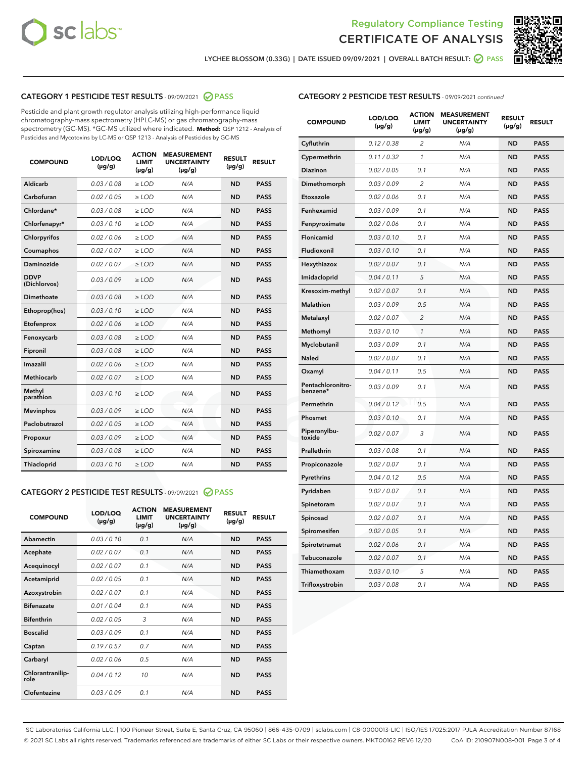Regulatory Compliance Testing

# CERTIFICATE OF ANALYSIS

LYCHEE BLOSSOM (0.33G) | DATE ISSUED 09/09/2021 | OVERALL BATCH RESULT: PASS

## CATEGORY 1 PESTICIDE TEST RESULTS - 09/09/2021 PASS

Pesticide and plant growth regulator analysis utilizing high-performance liquid chromatography-mass spectrometry (HPLC-MS) or gas chromatography-mass spectrometry (GC-MS). *GC-MS utilized where indicated. **Method:** QSP 1212 - Analysis of Pesticides and Mycotoxins by LC-MS or QSP 1213 - Analysis of Pesticides by GC-MS

| COMPOUND | LOD/LOQ (µg/g) | ACTION LIMIT (µg/g) | MEASUREMENT UNCERTAINTY (µg/g) | RESULT (µg/g) | RESULT |
|---|---|---|---|---|---|
| Aldicarb | 0.03 / 0.08 | ≥ LOD | N/A | ND | PASS |
| Carbofuran | 0.02 / 0.05 | ≥ LOD | N/A | ND | PASS |
| Chlordane* | 0.03 / 0.08 | ≥ LOD | N/A | ND | PASS |
| Chlorfenapyr* | 0.03 / 0.10 | ≥ LOD | N/A | ND | PASS |
| Chlorpyrifos | 0.02 / 0.06 | ≥ LOD | N/A | ND | PASS |
| Coumaphos | 0.02 / 0.07 | ≥ LOD | N/A | ND | PASS |
| Daminozide | 0.02 / 0.07 | ≥ LOD | N/A | ND | PASS |
| DDVP (Dichlorvos) | 0.03 / 0.09 | ≥ LOD | N/A | ND | PASS |
| Dimethoate | 0.03 / 0.08 | ≥ LOD | N/A | ND | PASS |
| Ethoprop(hos) | 0.03 / 0.10 | ≥ LOD | N/A | ND | PASS |
| Etofenprox | 0.02 / 0.06 | ≥ LOD | N/A | ND | PASS |
| Fenoxycarb | 0.03 / 0.08 | ≥ LOD | N/A | ND | PASS |
| Fipronil | 0.03 / 0.08 | ≥ LOD | N/A | ND | PASS |
| Imazalil | 0.02 / 0.06 | ≥ LOD | N/A | ND | PASS |
| Methiocarb | 0.02 / 0.07 | ≥ LOD | N/A | ND | PASS |
| Methyl parathion | 0.03 / 0.10 | ≥ LOD | N/A | ND | PASS |
| Mevinphos | 0.03 / 0.09 | ≥ LOD | N/A | ND | PASS |
| Paclobutrazol | 0.02 / 0.05 | ≥ LOD | N/A | ND | PASS |
| Propoxur | 0.03 / 0.09 | ≥ LOD | N/A | ND | PASS |
| Spiroxamine | 0.03 / 0.08 | ≥ LOD | N/A | ND | PASS |
| Thiacloprid | 0.03 / 0.10 | ≥ LOD | N/A | ND | PASS |

## CATEGORY 2 PESTICIDE TEST RESULTS - 09/09/2021 PASS

| COMPOUND | LOD/LOQ (µg/g) | ACTION LIMIT (µg/g) | MEASUREMENT UNCERTAINTY (µg/g) | RESULT (µg/g) | RESULT |
|---|---|---|---|---|---|
| Abamectin | 0.03 / 0.10 | 0.1 | N/A | ND | PASS |
| Acephate | 0.02 / 0.07 | 0.1 | N/A | ND | PASS |
| Acequinocyl | 0.02 / 0.07 | 0.1 | N/A | ND | PASS |
| Acetamiprid | 0.02 / 0.05 | 0.1 | N/A | ND | PASS |
| Azoxystrobin | 0.02 / 0.07 | 0.1 | N/A | ND | PASS |
| Bifenazate | 0.01 / 0.04 | 0.1 | N/A | ND | PASS |
| Bifenthrin | 0.02 / 0.05 | 3 | N/A | ND | PASS |
| Boscalid | 0.03 / 0.09 | 0.1 | N/A | ND | PASS |
| Captan | 0.19 / 0.57 | 0.7 | N/A | ND | PASS |
| Carbaryl | 0.02 / 0.06 | 0.5 | N/A | ND | PASS |
| Chlorantraniliprole | 0.04 / 0.12 | 10 | N/A | ND | PASS |
| Clofentezine | 0.03 / 0.09 | 0.1 | N/A | ND | PASS |
| Cyfluthrin | 0.12 / 0.38 | 2 | N/A | ND | PASS |
| Cypermethrin | 0.11 / 0.32 | 1 | N/A | ND | PASS |
| Diazinon | 0.02 / 0.05 | 0.1 | N/A | ND | PASS |
| Dimethomorph | 0.03 / 0.09 | 2 | N/A | ND | PASS |
| Etoxazole | 0.02 / 0.06 | 0.1 | N/A | ND | PASS |
| Fenhexamid | 0.03 / 0.09 | 0.1 | N/A | ND | PASS |
| Fenpyroximate | 0.02 / 0.06 | 0.1 | N/A | ND | PASS |
| Flonicamid | 0.03 / 0.10 | 0.1 | N/A | ND | PASS |
| Fludioxonil | 0.03 / 0.10 | 0.1 | N/A | ND | PASS |
| Hexythiazox | 0.02 / 0.07 | 0.1 | N/A | ND | PASS |
| Imidacloprid | 0.04 / 0.11 | 5 | N/A | ND | PASS |
| Kresoxim-methyl | 0.02 / 0.07 | 0.1 | N/A | ND | PASS |
| Malathion | 0.03 / 0.09 | 0.5 | N/A | ND | PASS |
| Metalaxyl | 0.02 / 0.07 | 2 | N/A | ND | PASS |
| Methomyl | 0.03 / 0.10 | 1 | N/A | ND | PASS |
| Myclobutanil | 0.03 / 0.09 | 0.1 | N/A | ND | PASS |
| Naled | 0.02 / 0.07 | 0.1 | N/A | ND | PASS |
| Oxamyl | 0.04 / 0.11 | 0.5 | N/A | ND | PASS |
| Pentachloronitrobenzene* | 0.03 / 0.09 | 0.1 | N/A | ND | PASS |
| Permethrin | 0.04 / 0.12 | 0.5 | N/A | ND | PASS |
| Phosmet | 0.03 / 0.10 | 0.1 | N/A | ND | PASS |
| Piperonylbutoxide | 0.02 / 0.07 | 3 | N/A | ND | PASS |
| Prallethrin | 0.03 / 0.08 | 0.1 | N/A | ND | PASS |
| Propiconazole | 0.02 / 0.07 | 0.1 | N/A | ND | PASS |
| Pyrethrins | 0.04 / 0.12 | 0.5 | N/A | ND | PASS |
| Pyridaben | 0.02 / 0.07 | 0.1 | N/A | ND | PASS |
| Spinetoram | 0.02 / 0.07 | 0.1 | N/A | ND | PASS |
| Spinosad | 0.02 / 0.07 | 0.1 | N/A | ND | PASS |
| Spiromesifen | 0.02 / 0.05 | 0.1 | N/A | ND | PASS |
| Spirotetramat | 0.02 / 0.06 | 0.1 | N/A | ND | PASS |
| Tebuconazole | 0.02 / 0.07 | 0.1 | N/A | ND | PASS |
| Thiamethoxam | 0.03 / 0.10 | 5 | N/A | ND | PASS |
| Trifloxystrobin | 0.03 / 0.08 | 0.1 | N/A | ND | PASS |

SC Laboratories California LLC. | 100 Pioneer Street, Suite E, Santa Cruz, CA 95060 | 866-435-0709 | sclabs.com | C8-0000013-LIC | ISO/IES 17025:2017 PJLA Accreditation Number 87168
© 2021 SC Labs all rights reserved. Trademarks referenced are trademarks of either SC Labs or their respective owners. MKT00162 REV6 12/20 CoA ID: 210907N008-001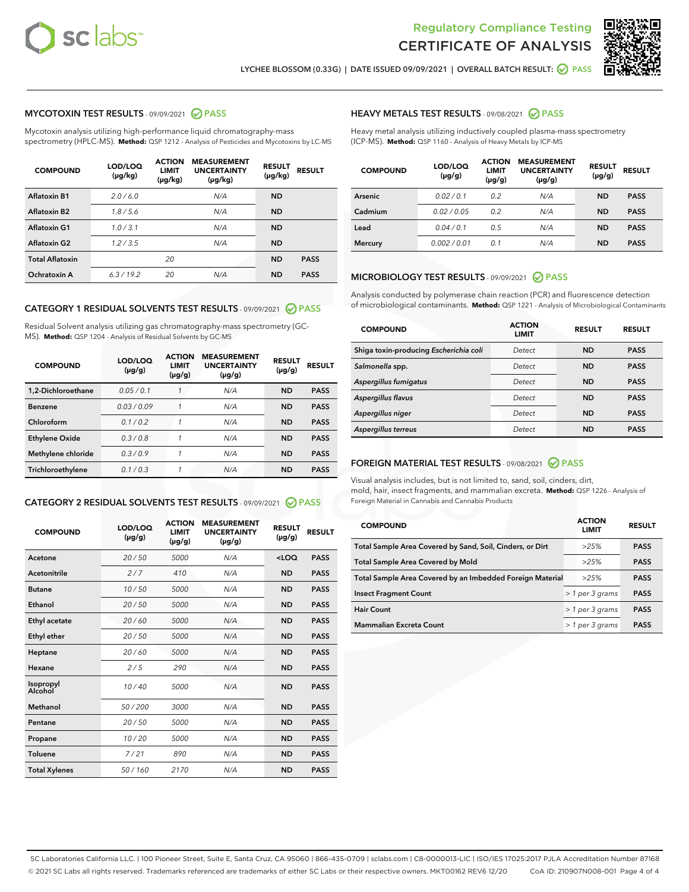Regulatory Compliance Testing

CERTIFICATE OF ANALYSIS

LYCHEE BLOSSOM (0.33G) | DATE ISSUED 09/09/2021 | OVERALL BATCH RESULT: PASS

## MYCOTOXIN TEST RESULTS - 09/09/2021 PASS

Mycotoxin analysis utilizing high-performance liquid chromatography-mass spectrometry (HPLC-MS). **Method:** QSP 1212 - Analysis of Pesticides and Mycotoxins by LC-MS

| COMPOUND | LOD/LOQ (µg/kg) | ACTION LIMIT (µg/kg) | MEASUREMENT UNCERTAINTY (µg/kg) | RESULT (µg/kg) | RESULT |
|---|---|---|---|---|---|
| Aflatoxin B1 | 2.0 / 6.0 | | N/A | ND | |
| Aflatoxin B2 | 1.8 / 5.6 | | N/A | ND | |
| Aflatoxin G1 | 1.0 / 3.1 | | N/A | ND | |
| Aflatoxin G2 | 1.2 / 3.5 | | N/A | ND | |
| Total Aflatoxin | | 20 | | ND | PASS |
| Ochratoxin A | 6.3 / 19.2 | 20 | N/A | ND | PASS |

## CATEGORY 1 RESIDUAL SOLVENTS TEST RESULTS - 09/09/2021 PASS

Residual Solvent analysis utilizing gas chromatography-mass spectrometry (GC-MS). **Method:** QSP 1204 - Analysis of Residual Solvents by GC-MS

| COMPOUND | LOD/LOQ (µg/g) | ACTION LIMIT (µg/g) | MEASUREMENT UNCERTAINTY (µg/g) | RESULT (µg/g) | RESULT |
|---|---|---|---|---|---|
| 1,2-Dichloroethane | 0.05 / 0.1 | 1 | N/A | ND | PASS |
| Benzene | 0.03 / 0.09 | 1 | N/A | ND | PASS |
| Chloroform | 0.1 / 0.2 | 1 | N/A | ND | PASS |
| Ethylene Oxide | 0.3 / 0.8 | 1 | N/A | ND | PASS |
| Methylene chloride | 0.3 / 0.9 | 1 | N/A | ND | PASS |
| Trichloroethylene | 0.1 / 0.3 | 1 | N/A | ND | PASS |

## CATEGORY 2 RESIDUAL SOLVENTS TEST RESULTS - 09/09/2021 PASS

| COMPOUND | LOD/LOQ (µg/g) | ACTION LIMIT (µg/g) | MEASUREMENT UNCERTAINTY (µg/g) | RESULT (µg/g) | RESULT |
|---|---|---|---|---|---|
| Acetone | 20 / 50 | 5000 | N/A | <LOQ | PASS |
| Acetonitrile | 2 / 7 | 410 | N/A | ND | PASS |
| Butane | 10 / 50 | 5000 | N/A | ND | PASS |
| Ethanol | 20 / 50 | 5000 | N/A | ND | PASS |
| Ethyl acetate | 20 / 60 | 5000 | N/A | ND | PASS |
| Ethyl ether | 20 / 50 | 5000 | N/A | ND | PASS |
| Heptane | 20 / 60 | 5000 | N/A | ND | PASS |
| Hexane | 2 / 5 | 290 | N/A | ND | PASS |
| Isopropyl Alcohol | 10 / 40 | 5000 | N/A | ND | PASS |
| Methanol | 50 / 200 | 3000 | N/A | ND | PASS |
| Pentane | 20 / 50 | 5000 | N/A | ND | PASS |
| Propane | 10 / 20 | 5000 | N/A | ND | PASS |
| Toluene | 7 / 21 | 890 | N/A | ND | PASS |
| Total Xylenes | 50 / 160 | 2170 | N/A | ND | PASS |

## HEAVY METALS TEST RESULTS - 09/08/2021 PASS

Heavy metal analysis utilizing inductively coupled plasma-mass spectrometry (ICP-MS). **Method:** QSP 1160 - Analysis of Heavy Metals by ICP-MS

| COMPOUND | LOD/LOQ (µg/g) | ACTION LIMIT (µg/g) | MEASUREMENT UNCERTAINTY (µg/g) | RESULT (µg/g) | RESULT |
|---|---|---|---|---|---|
| Arsenic | 0.02 / 0.1 | 0.2 | N/A | ND | PASS |
| Cadmium | 0.02 / 0.05 | 0.2 | N/A | ND | PASS |
| Lead | 0.04 / 0.1 | 0.5 | N/A | ND | PASS |
| Mercury | 0.002 / 0.01 | 0.1 | N/A | ND | PASS |

## MICROBIOLOGY TEST RESULTS - 09/09/2021 PASS

Analysis conducted by polymerase chain reaction (PCR) and fluorescence detection of microbiological contaminants. **Method:** QSP 1221 - Analysis of Microbiological Contaminants

| COMPOUND | ACTION LIMIT | RESULT | RESULT |
|---|---|---|---|
| Shiga toxin-producing *Escherichia coli* | Detect | ND | PASS |
| *Salmonella* spp. | Detect | ND | PASS |
| *Aspergillus fumigatus* | Detect | ND | PASS |
| *Aspergillus flavus* | Detect | ND | PASS |
| *Aspergillus niger* | Detect | ND | PASS |
| *Aspergillus terreus* | Detect | ND | PASS |

## FOREIGN MATERIAL TEST RESULTS - 09/08/2021 PASS

Visual analysis includes, but is not limited to, sand, soil, cinders, dirt, mold, hair, insect fragments, and mammalian excreta. **Method:** QSP 1226 - Analysis of Foreign Material in Cannabis and Cannabis Products

| COMPOUND | ACTION LIMIT | RESULT |
|---|---|---|
| Total Sample Area Covered by Sand, Soil, Cinders, or Dirt | >25% | PASS |
| Total Sample Area Covered by Mold | >25% | PASS |
| Total Sample Area Covered by an Imbedded Foreign Material | >25% | PASS |
| Insect Fragment Count | > 1 per 3 grams | PASS |
| Hair Count | > 1 per 3 grams | PASS |
| Mammalian Excreta Count | > 1 per 3 grams | PASS |

SC Laboratories California LLC. | 100 Pioneer Street, Suite E, Santa Cruz, CA 95060 | 866-435-0709 | sclabs.com | C8-0000013-LIC | ISO/IES 17025:2017 PJLA Accreditation Number 87168
© 2021 SC Labs all rights reserved. Trademarks referenced are trademarks of either SC Labs or their respective owners. MKT00162 REV6 12/20 CoA ID: 210907N008-001